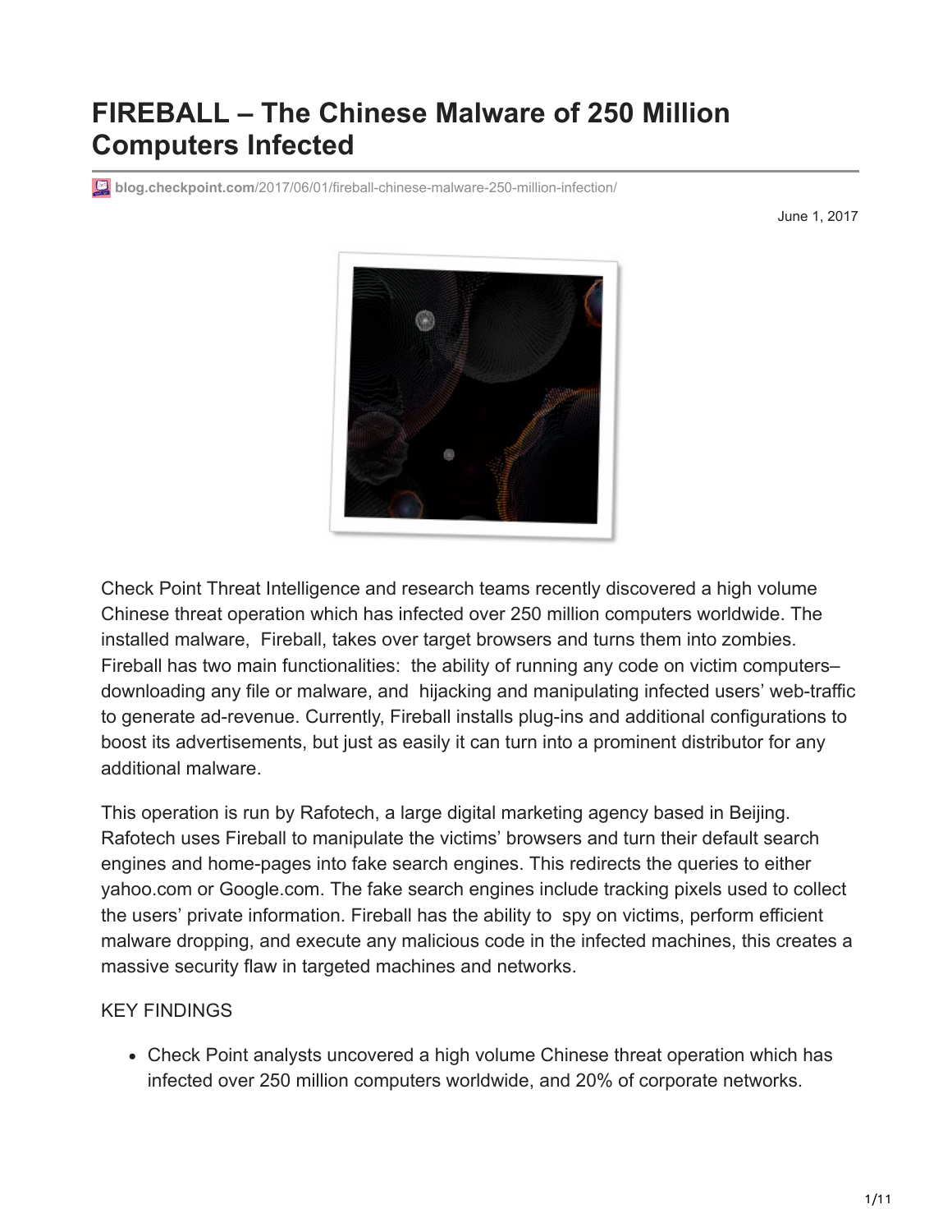# FIREBALL – The Chinese Malware of 250 Million Computers Infected

blog.checkpoint.com/2017/06/01/fireball-chinese-malware-250-million-infection/

June 1, 2017

Check Point Threat Intelligence and research teams recently discovered a high volume Chinese threat operation which has infected over 250 million computers worldwide. The installed malware, Fireball, takes over target browsers and turns them into zombies. Fireball has two main functionalities: the ability of running any code on victim computers– downloading any file or malware, and hijacking and manipulating infected users' web-traffic to generate ad-revenue. Currently, Fireball installs plug-ins and additional configurations to boost its advertisements, but just as easily it can turn into a prominent distributor for any additional malware.

This operation is run by Rafotech, a large digital marketing agency based in Beijing. Rafotech uses Fireball to manipulate the victims' browsers and turn their default search engines and home-pages into fake search engines. This redirects the queries to either yahoo.com or Google.com. The fake search engines include tracking pixels used to collect the users' private information. Fireball has the ability to spy on victims, perform efficient malware dropping, and execute any malicious code in the infected machines, this creates a massive security flaw in targeted machines and networks.

KEY FINDINGS

- Check Point analysts uncovered a high volume Chinese threat operation which has infected over 250 million computers worldwide, and 20% of corporate networks.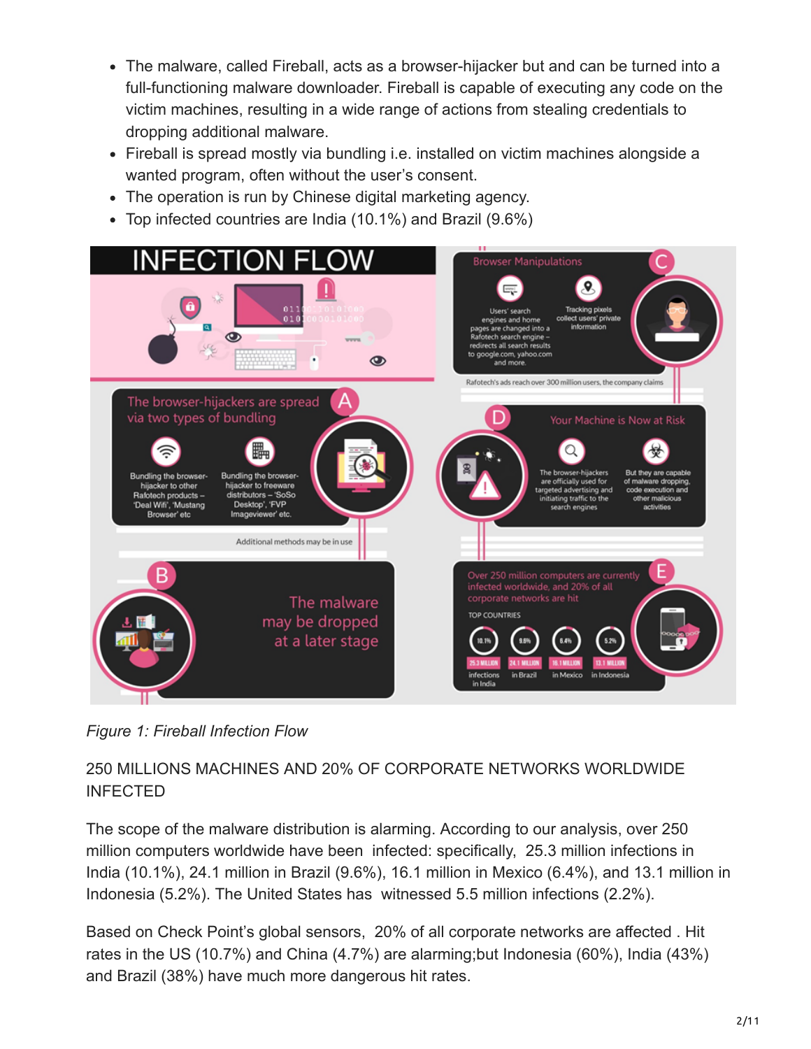- The malware, called Fireball, acts as a browser-hijacker but and can be turned into a full-functioning malware downloader. Fireball is capable of executing any code on the victim machines, resulting in a wide range of actions from stealing credentials to dropping additional malware.
- Fireball is spread mostly via bundling i.e. installed on victim machines alongside a wanted program, often without the user's consent.
- The operation is run by Chinese digital marketing agency.
- Top infected countries are India (10.1%) and Brazil (9.6%)

*Figure 1: Fireball Infection Flow*

250 MILLIONS MACHINES AND 20% OF CORPORATE NETWORKS WORLDWIDE INFECTED

The scope of the malware distribution is alarming. According to our analysis, over 250 million computers worldwide have been infected: specifically, 25.3 million infections in India (10.1%), 24.1 million in Brazil (9.6%), 16.1 million in Mexico (6.4%), and 13.1 million in Indonesia (5.2%). The United States has witnessed 5.5 million infections (2.2%).

Based on Check Point's global sensors, 20% of all corporate networks are affected . Hit rates in the US (10.7%) and China (4.7%) are alarming;but Indonesia (60%), India (43%) and Brazil (38%) have much more dangerous hit rates.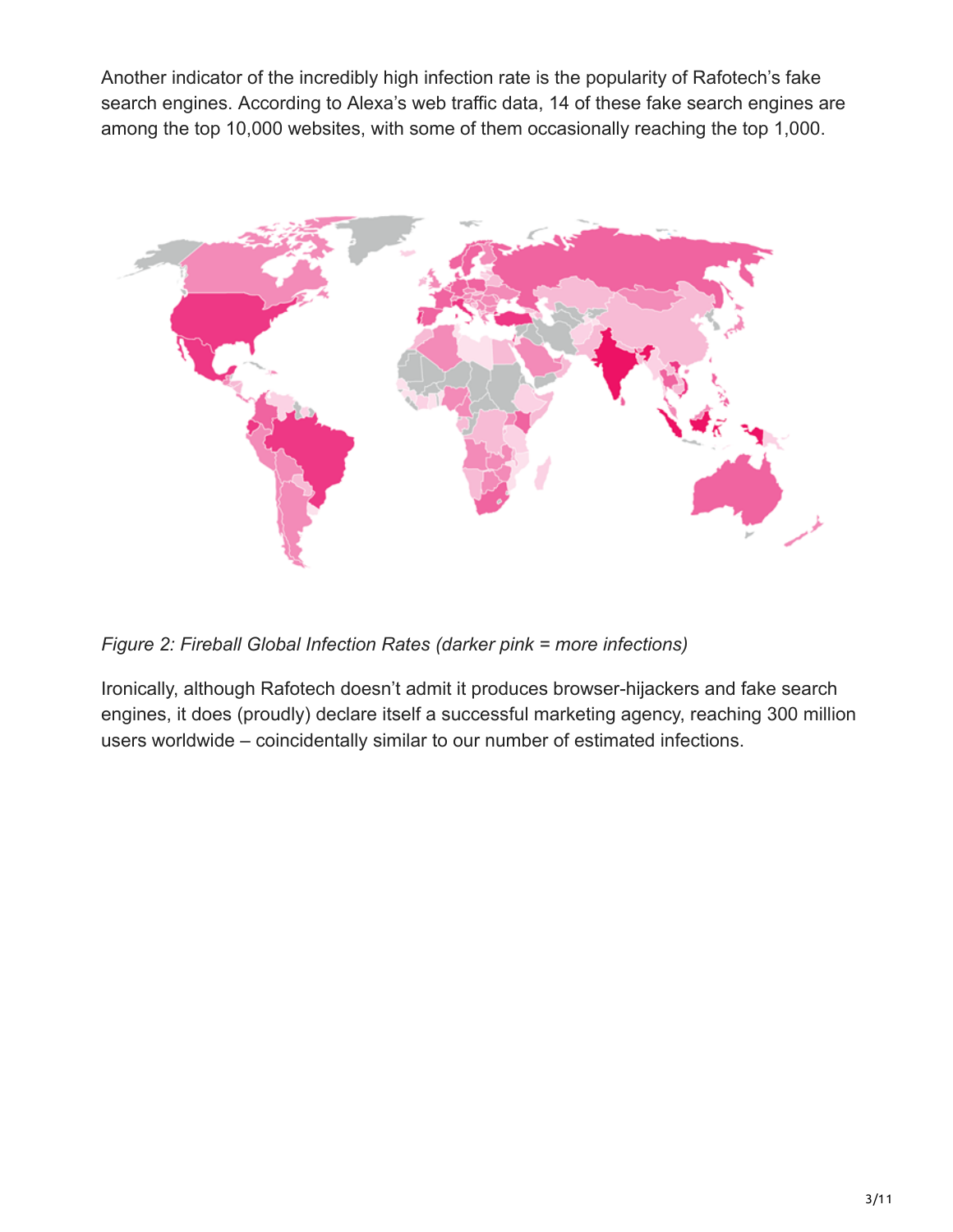Another indicator of the incredibly high infection rate is the popularity of Rafotech's fake search engines. According to Alexa's web traffic data, 14 of these fake search engines are among the top 10,000 websites, with some of them occasionally reaching the top 1,000.

*Figure 2: Fireball Global Infection Rates (darker pink = more infections)*

Ironically, although Rafotech doesn't admit it produces browser-hijackers and fake search engines, it does (proudly) declare itself a successful marketing agency, reaching 300 million users worldwide – coincidentally similar to our number of estimated infections.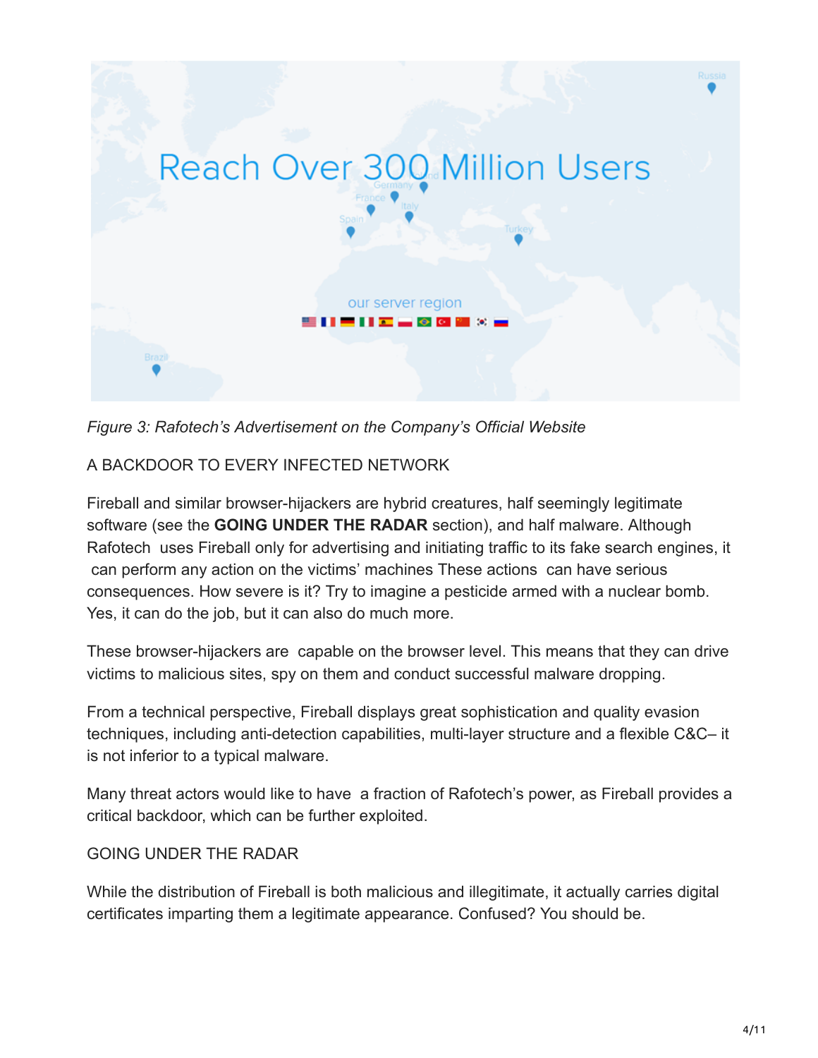*Figure 3: Rafotech's Advertisement on the Company's Official Website*

A BACKDOOR TO EVERY INFECTED NETWORK

Fireball and similar browser-hijackers are hybrid creatures, half seemingly legitimate software (see the **GOING UNDER THE RADAR** section), and half malware. Although Rafotech uses Fireball only for advertising and initiating traffic to its fake search engines, it can perform any action on the victims' machines These actions can have serious consequences. How severe is it? Try to imagine a pesticide armed with a nuclear bomb. Yes, it can do the job, but it can also do much more.

These browser-hijackers are capable on the browser level. This means that they can drive victims to malicious sites, spy on them and conduct successful malware dropping.

From a technical perspective, Fireball displays great sophistication and quality evasion techniques, including anti-detection capabilities, multi-layer structure and a flexible C&C– it is not inferior to a typical malware.

Many threat actors would like to have a fraction of Rafotech's power, as Fireball provides a critical backdoor, which can be further exploited.

GOING UNDER THE RADAR

While the distribution of Fireball is both malicious and illegitimate, it actually carries digital certificates imparting them a legitimate appearance. Confused? You should be.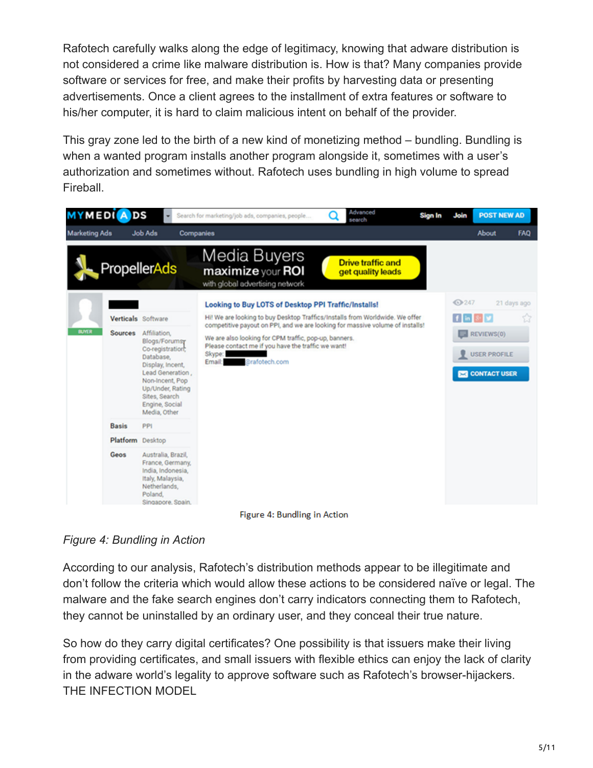Rafotech carefully walks along the edge of legitimacy, knowing that adware distribution is not considered a crime like malware distribution is. How is that? Many companies provide software or services for free, and make their profits by harvesting data or presenting advertisements. Once a client agrees to the installment of extra features or software to his/her computer, it is hard to claim malicious intent on behalf of the provider.

This gray zone led to the birth of a new kind of monetizing method – bundling. Bundling is when a wanted program installs another program alongside it, sometimes with a user's authorization and sometimes without. Rafotech uses bundling in high volume to spread Fireball.

Figure 4: Bundling in Action

*Figure 4: Bundling in Action*

According to our analysis, Rafotech's distribution methods appear to be illegitimate and don't follow the criteria which would allow these actions to be considered naïve or legal. The malware and the fake search engines don't carry indicators connecting them to Rafotech, they cannot be uninstalled by an ordinary user, and they conceal their true nature.

So how do they carry digital certificates? One possibility is that issuers make their living from providing certificates, and small issuers with flexible ethics can enjoy the lack of clarity in the adware world's legality to approve software such as Rafotech's browser-hijackers.

## THE INFECTION MODEL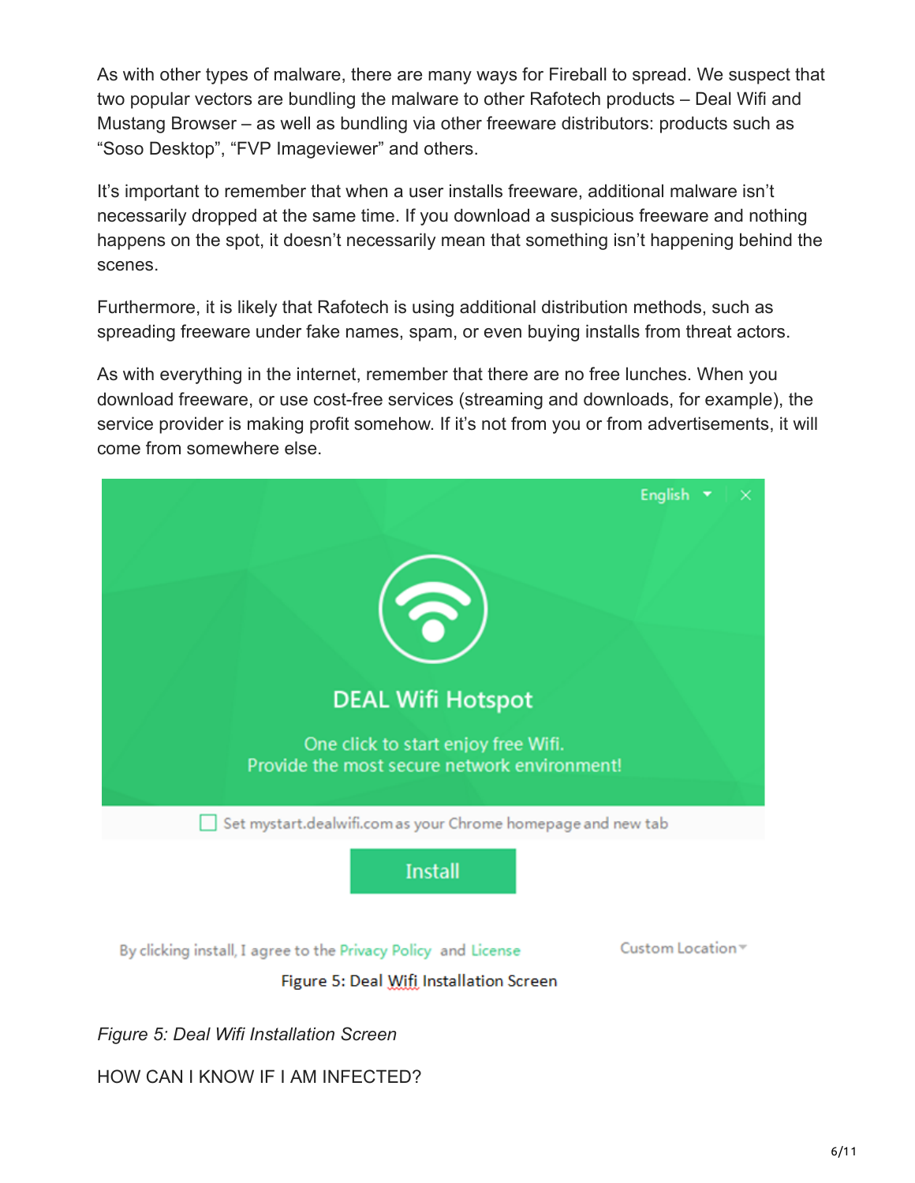As with other types of malware, there are many ways for Fireball to spread. We suspect that two popular vectors are bundling the malware to other Rafotech products – Deal Wifi and Mustang Browser – as well as bundling via other freeware distributors: products such as “Soso Desktop”, “FVP Imageviewer” and others.

It’s important to remember that when a user installs freeware, additional malware isn’t necessarily dropped at the same time. If you download a suspicious freeware and nothing happens on the spot, it doesn’t necessarily mean that something isn’t happening behind the scenes.

Furthermore, it is likely that Rafotech is using additional distribution methods, such as spreading freeware under fake names, spam, or even buying installs from threat actors.

As with everything in the internet, remember that there are no free lunches. When you download freeware, or use cost-free services (streaming and downloads, for example), the service provider is making profit somehow. If it’s not from you or from advertisements, it will come from somewhere else.

Figure 5: Deal Wifi Installation Screen

*Figure 5: Deal Wifi Installation Screen*

HOW CAN I KNOW IF I AM INFECTED?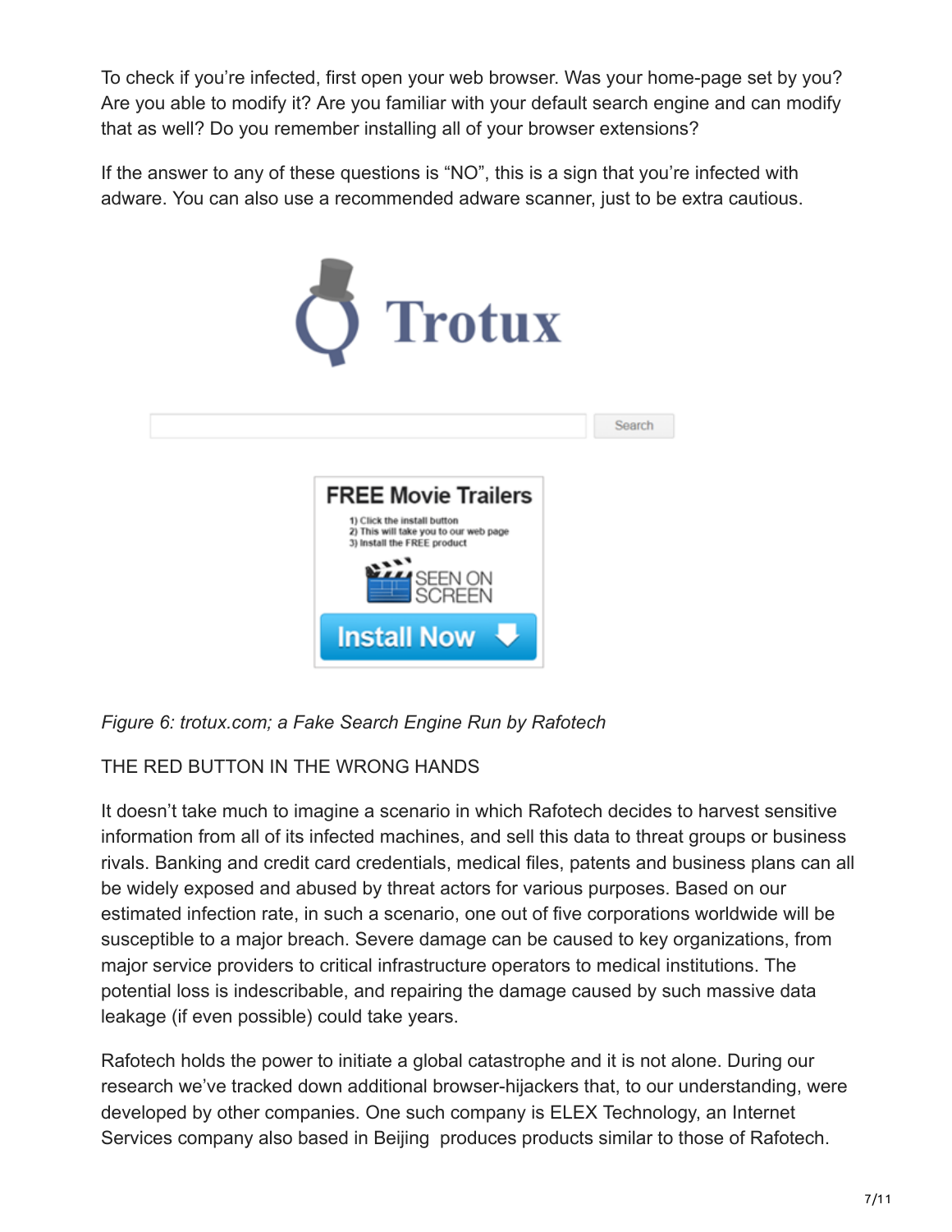To check if you're infected, first open your web browser. Was your home-page set by you? Are you able to modify it? Are you familiar with your default search engine and can modify that as well? Do you remember installing all of your browser extensions?

If the answer to any of these questions is "NO", this is a sign that you're infected with adware. You can also use a recommended adware scanner, just to be extra cautious.

*Figure 6: trotux.com; a Fake Search Engine Run by Rafotech*

## THE RED BUTTON IN THE WRONG HANDS

It doesn't take much to imagine a scenario in which Rafotech decides to harvest sensitive information from all of its infected machines, and sell this data to threat groups or business rivals. Banking and credit card credentials, medical files, patents and business plans can all be widely exposed and abused by threat actors for various purposes. Based on our estimated infection rate, in such a scenario, one out of five corporations worldwide will be susceptible to a major breach. Severe damage can be caused to key organizations, from major service providers to critical infrastructure operators to medical institutions. The potential loss is indescribable, and repairing the damage caused by such massive data leakage (if even possible) could take years.

Rafotech holds the power to initiate a global catastrophe and it is not alone. During our research we've tracked down additional browser-hijackers that, to our understanding, were developed by other companies. One such company is ELEX Technology, an Internet Services company also based in Beijing  produces products similar to those of Rafotech.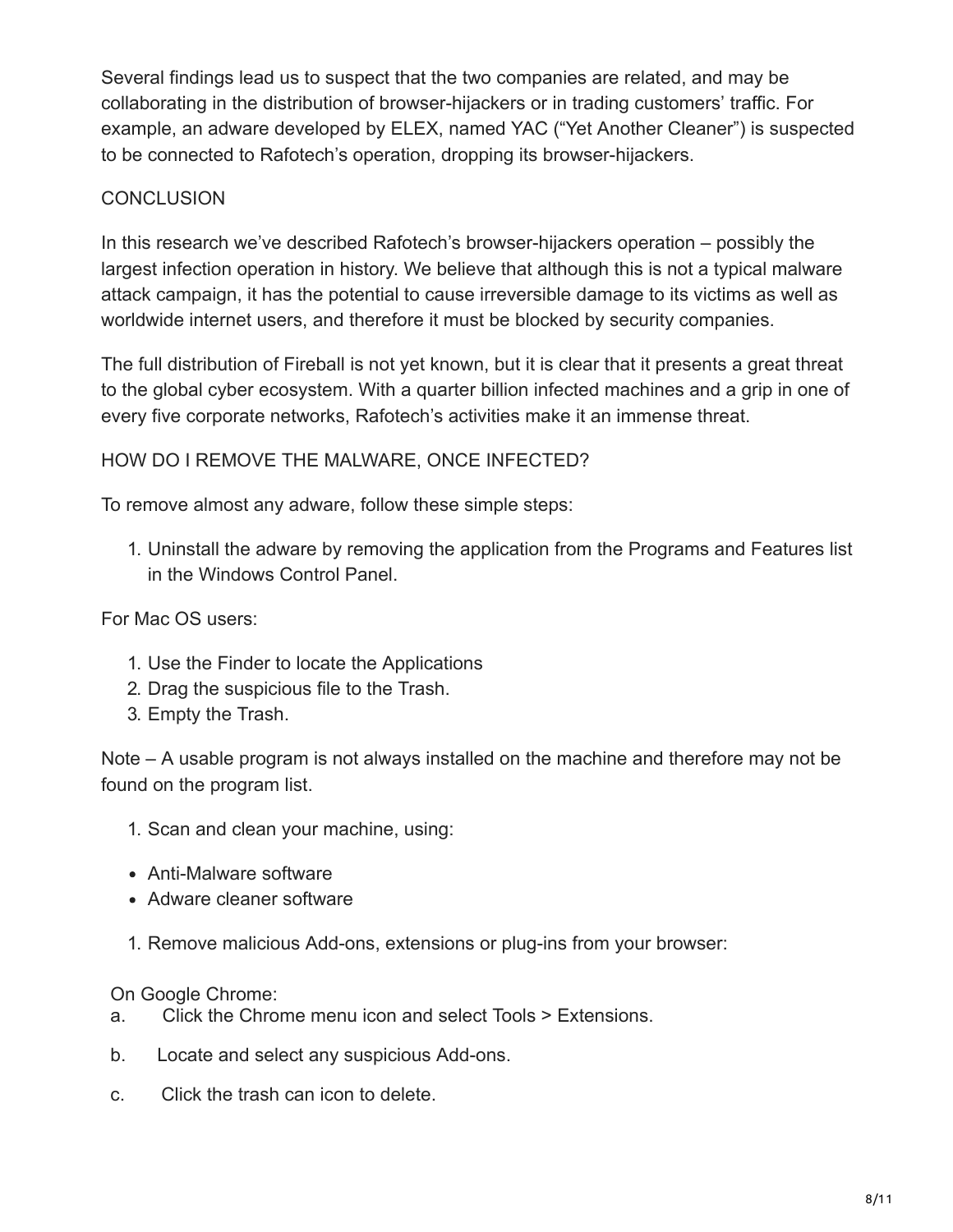Several findings lead us to suspect that the two companies are related, and may be collaborating in the distribution of browser-hijackers or in trading customers' traffic. For example, an adware developed by ELEX, named YAC ("Yet Another Cleaner") is suspected to be connected to Rafotech's operation, dropping its browser-hijackers.

## CONCLUSION

In this research we've described Rafotech's browser-hijackers operation – possibly the largest infection operation in history. We believe that although this is not a typical malware attack campaign, it has the potential to cause irreversible damage to its victims as well as worldwide internet users, and therefore it must be blocked by security companies.

The full distribution of Fireball is not yet known, but it is clear that it presents a great threat to the global cyber ecosystem. With a quarter billion infected machines and a grip in one of every five corporate networks, Rafotech's activities make it an immense threat.

## HOW DO I REMOVE THE MALWARE, ONCE INFECTED?

To remove almost any adware, follow these simple steps:

1. Uninstall the adware by removing the application from the Programs and Features list in the Windows Control Panel.

For Mac OS users:

1. Use the Finder to locate the Applications
2. Drag the suspicious file to the Trash.
3. Empty the Trash.

Note – A usable program is not always installed on the machine and therefore may not be found on the program list.

1. Scan and clean your machine, using:

- Anti-Malware software
- Adware cleaner software

1. Remove malicious Add-ons, extensions or plug-ins from your browser:

On Google Chrome:

a. Click the Chrome menu icon and select Tools > Extensions.

b. Locate and select any suspicious Add-ons.

c. Click the trash can icon to delete.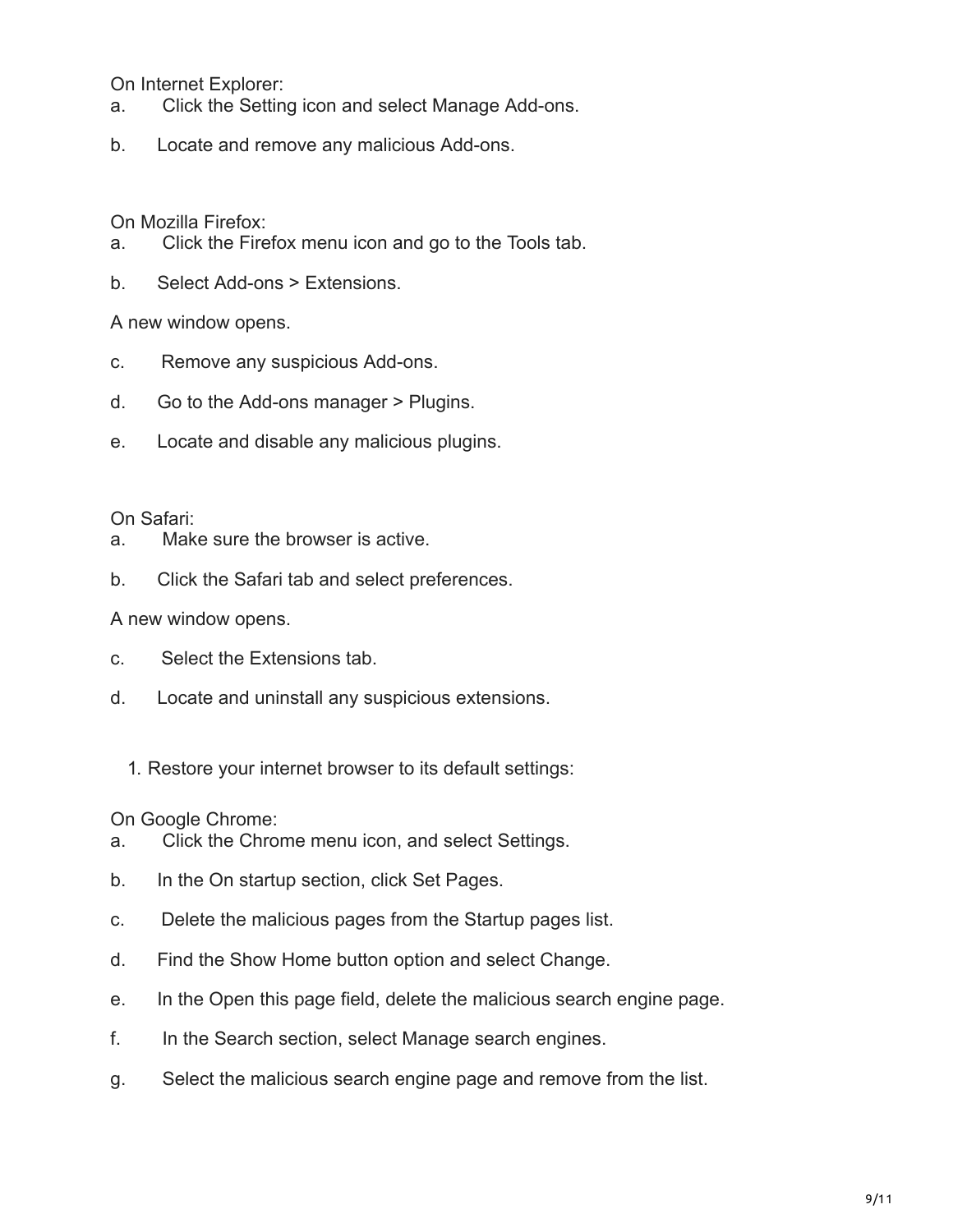On Internet Explorer:

a. Click the Setting icon and select Manage Add-ons.

b. Locate and remove any malicious Add-ons.

On Mozilla Firefox:

a. Click the Firefox menu icon and go to the Tools tab.

b. Select Add-ons > Extensions.

A new window opens.

c. Remove any suspicious Add-ons.

d. Go to the Add-ons manager > Plugins.

e. Locate and disable any malicious plugins.

On Safari:

a. Make sure the browser is active.

b. Click the Safari tab and select preferences.

A new window opens.

c. Select the Extensions tab.

d. Locate and uninstall any suspicious extensions.

1. Restore your internet browser to its default settings:

On Google Chrome:

a. Click the Chrome menu icon, and select Settings.

b. In the On startup section, click Set Pages.

c. Delete the malicious pages from the Startup pages list.

d. Find the Show Home button option and select Change.

e. In the Open this page field, delete the malicious search engine page.

f. In the Search section, select Manage search engines.

g. Select the malicious search engine page and remove from the list.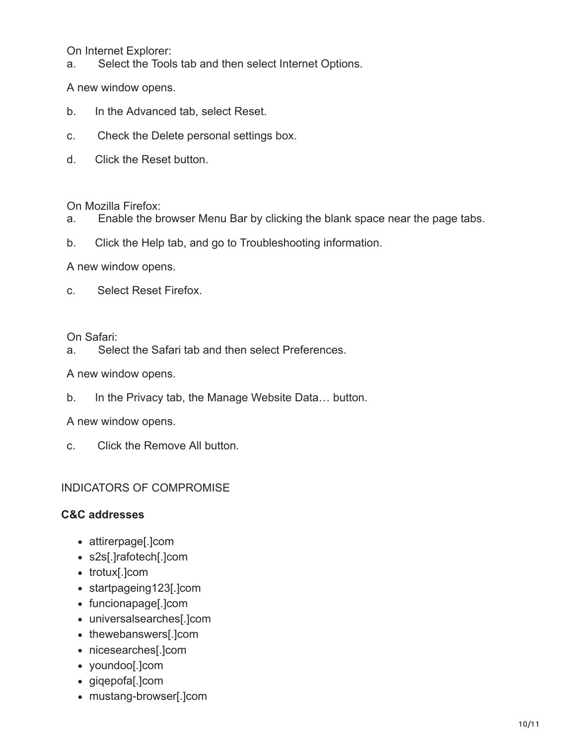On Internet Explorer:

a. Select the Tools tab and then select Internet Options.

A new window opens.

b. In the Advanced tab, select Reset.

c. Check the Delete personal settings box.

d. Click the Reset button.

On Mozilla Firefox:

a. Enable the browser Menu Bar by clicking the blank space near the page tabs.

b. Click the Help tab, and go to Troubleshooting information.

A new window opens.

c. Select Reset Firefox.

On Safari:

a. Select the Safari tab and then select Preferences.

A new window opens.

b. In the Privacy tab, the Manage Website Data… button.

A new window opens.

c. Click the Remove All button.

## INDICATORS OF COMPROMISE

**C&C addresses**

- attirerpage[.]com
- s2s[.]rafotech[.]com
- trotux[.]com
- startpageing123[.]com
- funcionapage[.]com
- universalsearches[.]com
- thewebanswers[.]com
- nicesearches[.]com
- youndoo[.]com
- giqepofa[.]com
- mustang-browser[.]com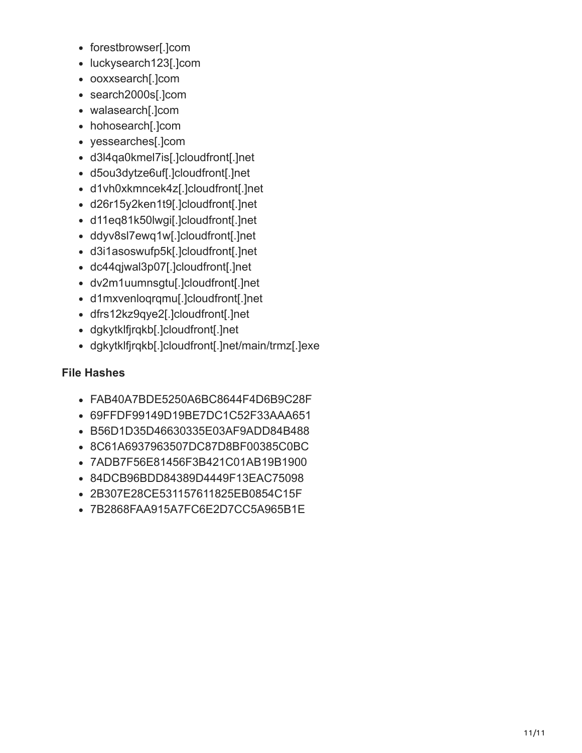- forestbrowser[.]com
- luckysearch123[.]com
- ooxxsearch[.]com
- search2000s[.]com
- walasearch[.]com
- hohosearch[.]com
- yessearches[.]com
- d3l4qa0kmel7is[.]cloudfront[.]net
- d5ou3dytze6uf[.]cloudfront[.]net
- d1vh0xkmncek4z[.]cloudfront[.]net
- d26r15y2ken1t9[.]cloudfront[.]net
- d11eq81k50lwgi[.]cloudfront[.]net
- ddyv8sl7ewq1w[.]cloudfront[.]net
- d3i1asoswufp5k[.]cloudfront[.]net
- dc44qjwal3p07[.]cloudfront[.]net
- dv2m1uumnsgtu[.]cloudfront[.]net
- d1mxvenloqrqmu[.]cloudfront[.]net
- dfrs12kz9qye2[.]cloudfront[.]net
- dgkytklfjrqkb[.]cloudfront[.]net
- dgkytklfjrqkb[.]cloudfront[.]net/main/trmz[.]exe

### File Hashes

- FAB40A7BDE5250A6BC8644F4D6B9C28F
- 69FFDF99149D19BE7DC1C52F33AAA651
- B56D1D35D46630335E03AF9ADD84B488
- 8C61A6937963507DC87D8BF00385C0BC
- 7ADB7F56E81456F3B421C01AB19B1900
- 84DCB96BDD84389D4449F13EAC75098
- 2B307E28CE531157611825EB0854C15F
- 7B2868FAA915A7FC6E2D7CC5A965B1E